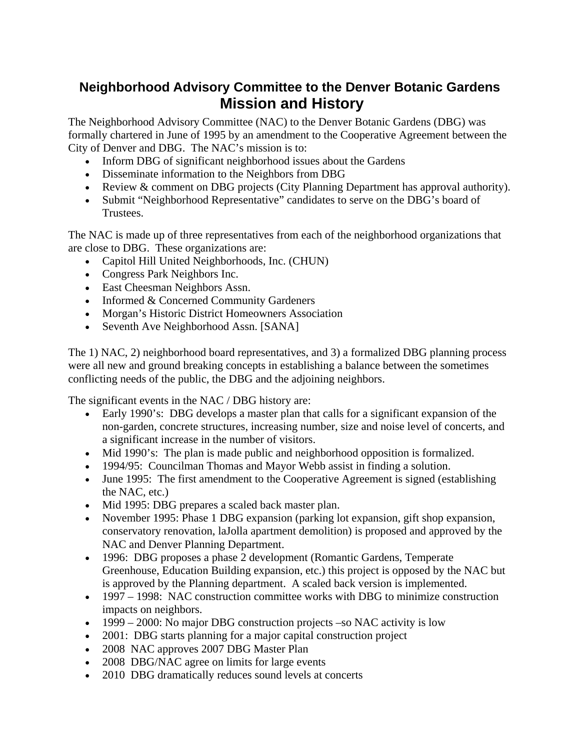# Neighborhood Advisory Committee to the Denver Botanic Gardens
## Mission and History

The Neighborhood Advisory Committee (NAC) to the Denver Botanic Gardens (DBG) was formally chartered in June of 1995 by an amendment to the Cooperative Agreement between the City of Denver and DBG. The NAC's mission is to:

- Inform DBG of significant neighborhood issues about the Gardens
- Disseminate information to the Neighbors from DBG
- Review & comment on DBG projects (City Planning Department has approval authority).
- Submit "Neighborhood Representative" candidates to serve on the DBG's board of Trustees.

The NAC is made up of three representatives from each of the neighborhood organizations that are close to DBG. These organizations are:

- Capitol Hill United Neighborhoods, Inc. (CHUN)
- Congress Park Neighbors Inc.
- East Cheesman Neighbors Assn.
- Informed & Concerned Community Gardeners
- Morgan's Historic District Homeowners Association
- Seventh Ave Neighborhood Assn. [SANA]

The 1) NAC, 2) neighborhood board representatives, and 3) a formalized DBG planning process were all new and ground breaking concepts in establishing a balance between the sometimes conflicting needs of the public, the DBG and the adjoining neighbors.

The significant events in the NAC / DBG history are:

- Early 1990's: DBG develops a master plan that calls for a significant expansion of the non-garden, concrete structures, increasing number, size and noise level of concerts, and a significant increase in the number of visitors.
- Mid 1990's: The plan is made public and neighborhood opposition is formalized.
- 1994/95: Councilman Thomas and Mayor Webb assist in finding a solution.
- June 1995: The first amendment to the Cooperative Agreement is signed (establishing the NAC, etc.)
- Mid 1995: DBG prepares a scaled back master plan.
- November 1995: Phase 1 DBG expansion (parking lot expansion, gift shop expansion, conservatory renovation, laJolla apartment demolition) is proposed and approved by the NAC and Denver Planning Department.
- 1996: DBG proposes a phase 2 development (Romantic Gardens, Temperate Greenhouse, Education Building expansion, etc.) this project is opposed by the NAC but is approved by the Planning department. A scaled back version is implemented.
- 1997 – 1998: NAC construction committee works with DBG to minimize construction impacts on neighbors.
- 1999 – 2000: No major DBG construction projects –so NAC activity is low
- 2001: DBG starts planning for a major capital construction project
- 2008 NAC approves 2007 DBG Master Plan
- 2008 DBG/NAC agree on limits for large events
- 2010 DBG dramatically reduces sound levels at concerts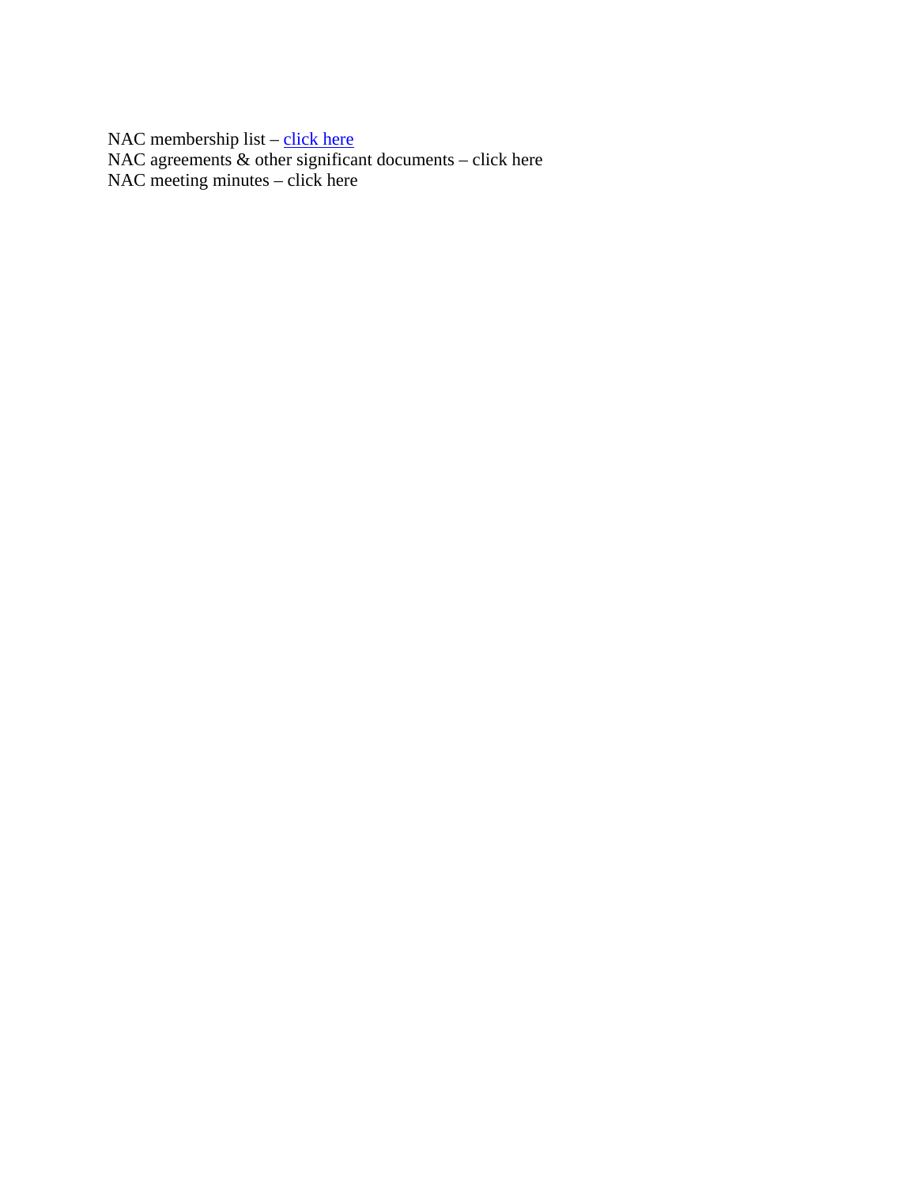NAC membership list – click here
NAC agreements & other significant documents – click here
NAC meeting minutes – click here